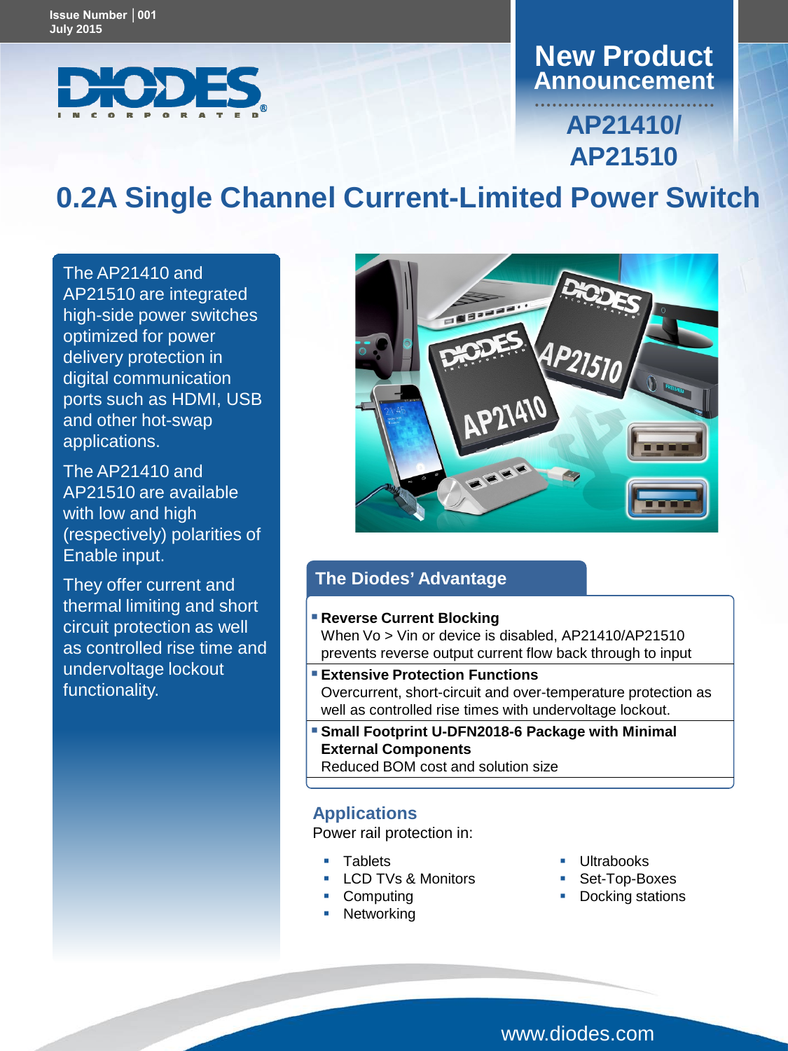Issue Number | 001
July 2015

# New Product Announcement

## AP21410/ AP21510

# 0.2A Single Channel Current-Limited Power Switch

The AP21410 and AP21510 are integrated high-side power switches optimized for power delivery protection in digital communication ports such as HDMI, USB and other hot-swap applications.

The AP21410 and AP21510 are available with low and high (respectively) polarities of Enable input.

They offer current and thermal limiting and short circuit protection as well as controlled rise time and undervoltage lockout functionality.

## The Diodes' Advantage

- **Reverse Current Blocking**
  When Vo > Vin or device is disabled, AP21410/AP21510 prevents reverse output current flow back through to input
- **Extensive Protection Functions**
  Overcurrent, short-circuit and over-temperature protection as well as controlled rise times with undervoltage lockout.
- **Small Footprint U-DFN2018-6 Package with Minimal External Components**
  Reduced BOM cost and solution size

## Applications

Power rail protection in:

- Tablets
- LCD TVs & Monitors
- Computing
- Networking
- Ultrabooks
- Set-Top-Boxes
- Docking stations

www.diodes.com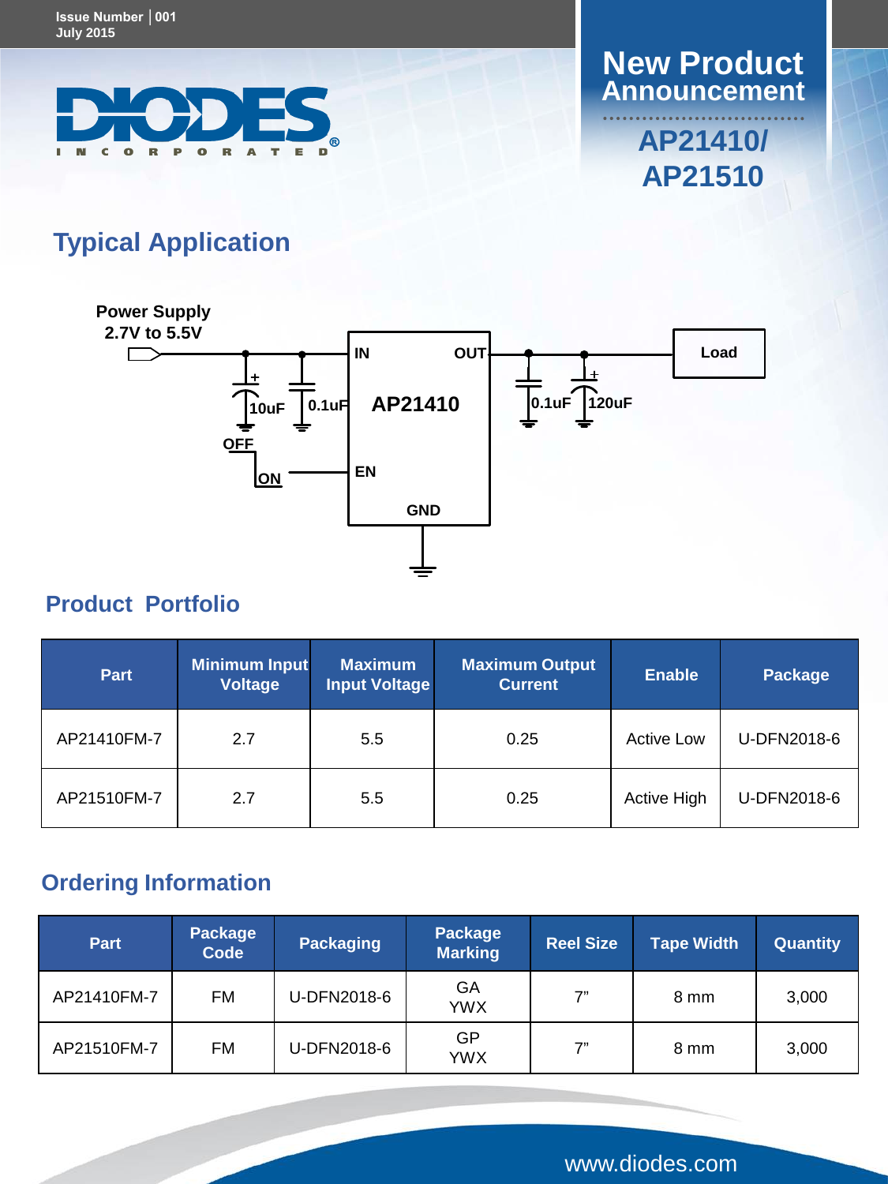Issue Number | 001
July 2015

# New Product Announcement

## AP21410/ AP21510

## Typical Application

Power Supply
2.7V to 5.5V

IN
OUT
AP21410
EN
GND
10uF
0.1uF
0.1uF
120uF
Load
OFF
ON

## Product Portfolio

| Part | Minimum Input Voltage | Maximum Input Voltage | Maximum Output Current | Enable | Package |
|---|---|---|---|---|---|
| AP21410FM-7 | 2.7 | 5.5 | 0.25 | Active Low | U-DFN2018-6 |
| AP21510FM-7 | 2.7 | 5.5 | 0.25 | Active High | U-DFN2018-6 |

## Ordering Information

| Part | Package Code | Packaging | Package Marking | Reel Size | Tape Width | Quantity |
|---|---|---|---|---|---|---|
| AP21410FM-7 | FM | U-DFN2018-6 | GA YWX | 7” | 8 mm | 3,000 |
| AP21510FM-7 | FM | U-DFN2018-6 | GP YWX | 7” | 8 mm | 3,000 |

www.diodes.com